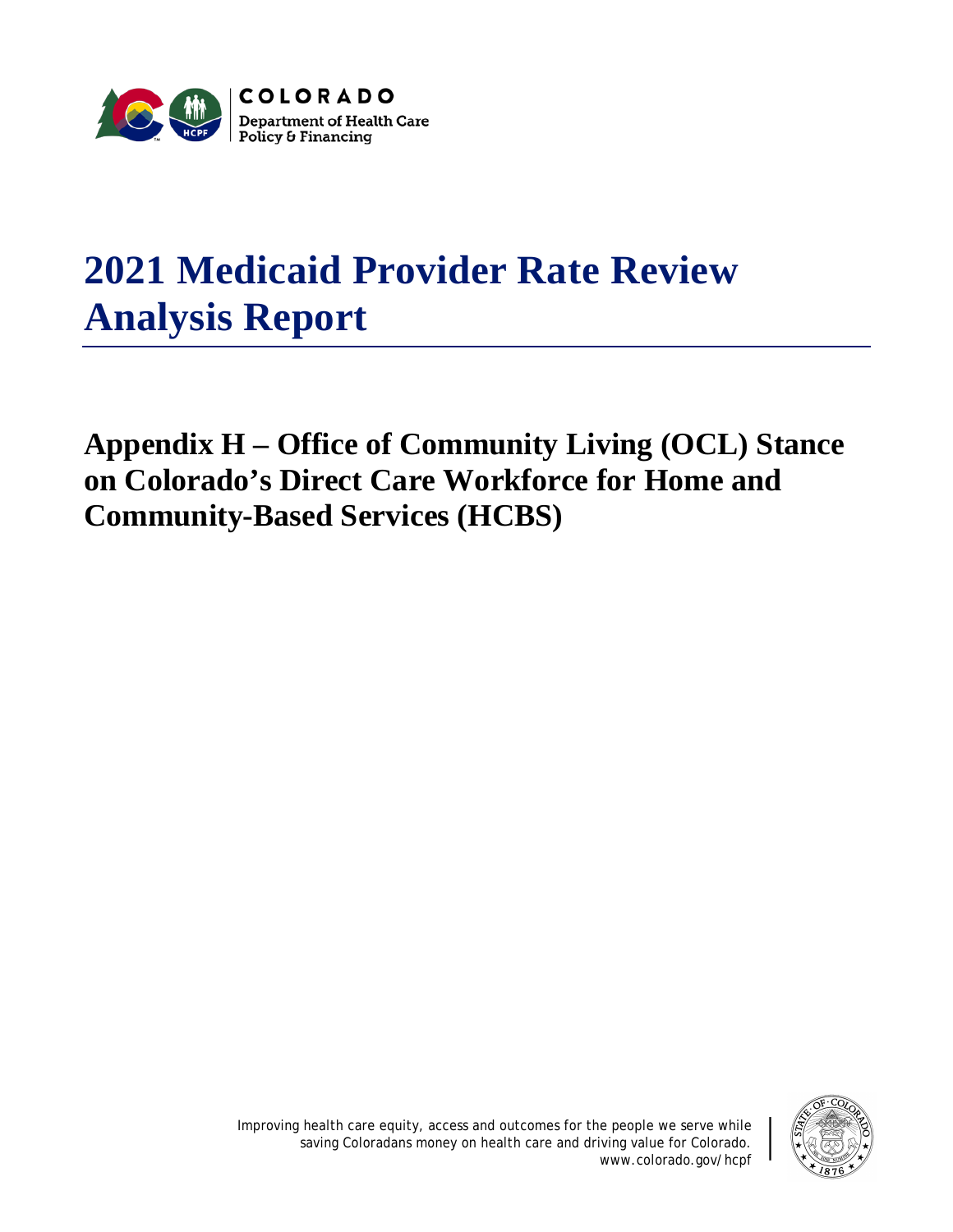COLORADO

Department of Health Care Policy & Financing

# 2021 Medicaid Provider Rate Review Analysis Report

## Appendix H – Office of Community Living (OCL) Stance on Colorado's Direct Care Workforce for Home and Community-Based Services (HCBS)

Improving health care equity, access and outcomes for the people we serve while saving Coloradans money on health care and driving value for Colorado.
www.colorado.gov/hcpf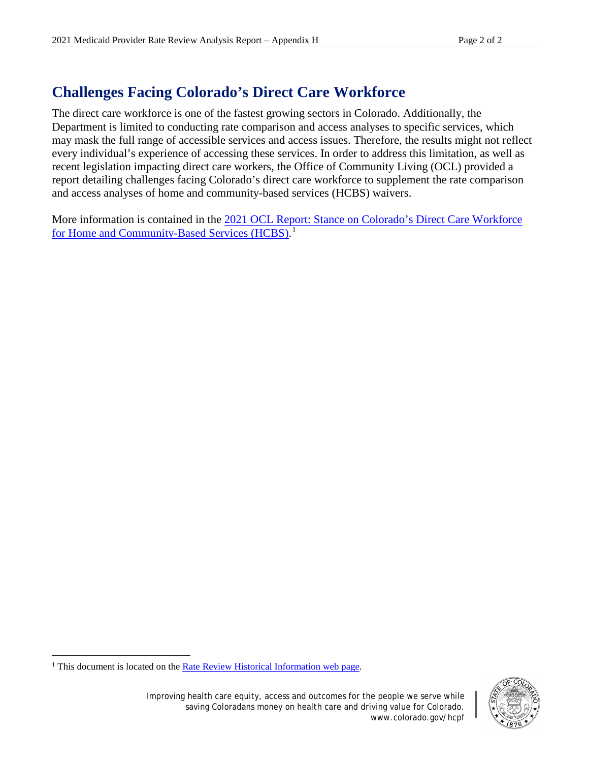## Challenges Facing Colorado's Direct Care Workforce

The direct care workforce is one of the fastest growing sectors in Colorado. Additionally, the Department is limited to conducting rate comparison and access analyses to specific services, which may mask the full range of accessible services and access issues. Therefore, the results might not reflect every individual's experience of accessing these services. In order to address this limitation, as well as recent legislation impacting direct care workers, the Office of Community Living (OCL) provided a report detailing challenges facing Colorado's direct care workforce to supplement the rate comparison and access analyses of home and community-based services (HCBS) waivers.

More information is contained in the 2021 OCL Report: Stance on Colorado's Direct Care Workforce for Home and Community-Based Services (HCBS).[1]

[1] This document is located on the Rate Review Historical Information web page.

Improving health care equity, access and outcomes for the people we serve while saving Coloradans money on health care and driving value for Colorado.
www.colorado.gov/hcpf